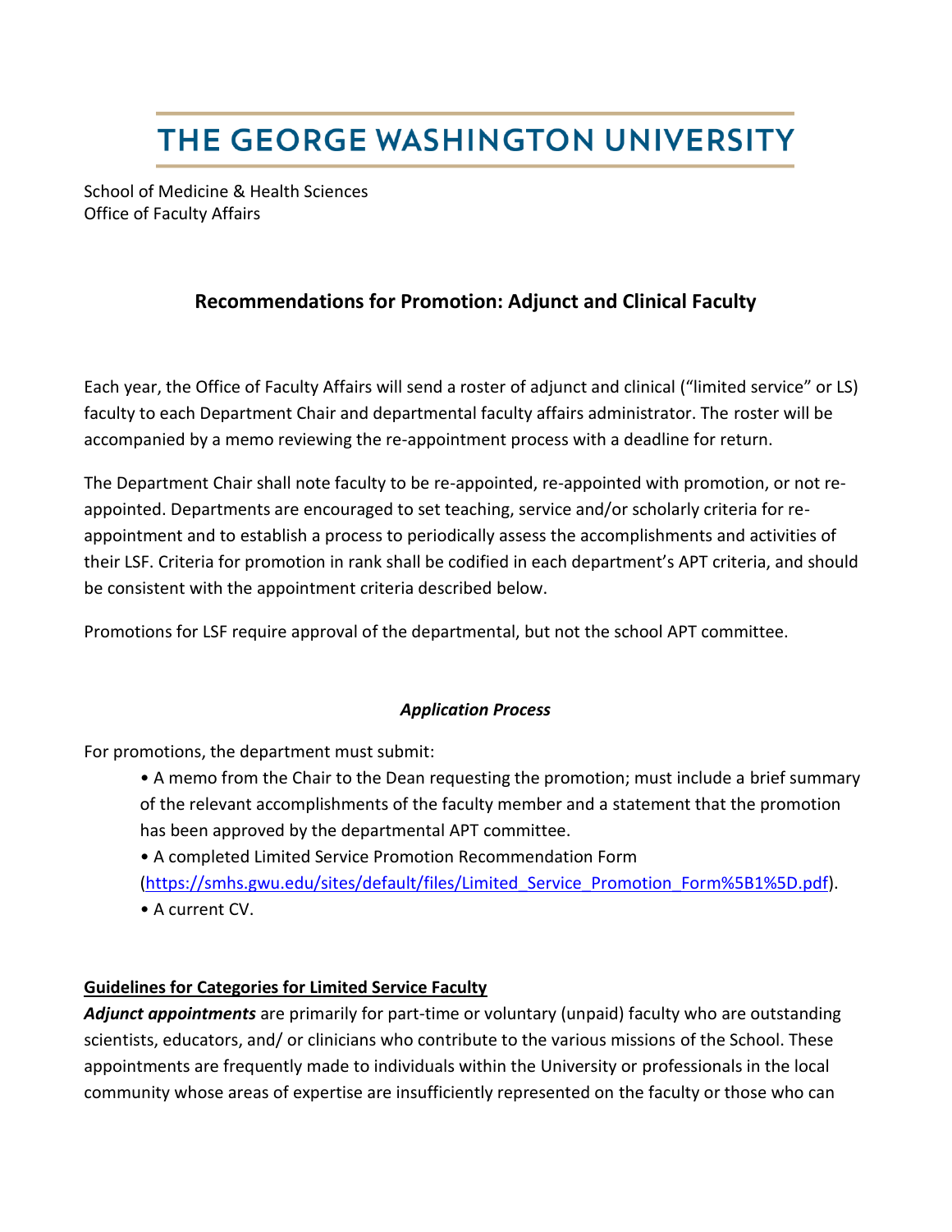# THE GEORGE WASHINGTON UNIVERSITY

School of Medicine & Health Sciences
Office of Faculty Affairs

## Recommendations for Promotion: Adjunct and Clinical Faculty

Each year, the Office of Faculty Affairs will send a roster of adjunct and clinical ("limited service" or LS) faculty to each Department Chair and departmental faculty affairs administrator. The roster will be accompanied by a memo reviewing the re-appointment process with a deadline for return.

The Department Chair shall note faculty to be re-appointed, re-appointed with promotion, or not re-appointed. Departments are encouraged to set teaching, service and/or scholarly criteria for re-appointment and to establish a process to periodically assess the accomplishments and activities of their LSF. Criteria for promotion in rank shall be codified in each department's APT criteria, and should be consistent with the appointment criteria described below.

Promotions for LSF require approval of the departmental, but not the school APT committee.

### *Application Process*

For promotions, the department must submit:

- A memo from the Chair to the Dean requesting the promotion; must include a brief summary of the relevant accomplishments of the faculty member and a statement that the promotion has been approved by the departmental APT committee.
- A completed Limited Service Promotion Recommendation Form (https://smhs.gwu.edu/sites/default/files/Limited_Service_Promotion_Form%5B1%5D.pdf).
- A current CV.

**Guidelines for Categories for Limited Service Faculty**

***Adjunct appointments*** are primarily for part-time or voluntary (unpaid) faculty who are outstanding scientists, educators, and/ or clinicians who contribute to the various missions of the School. These appointments are frequently made to individuals within the University or professionals in the local community whose areas of expertise are insufficiently represented on the faculty or those who can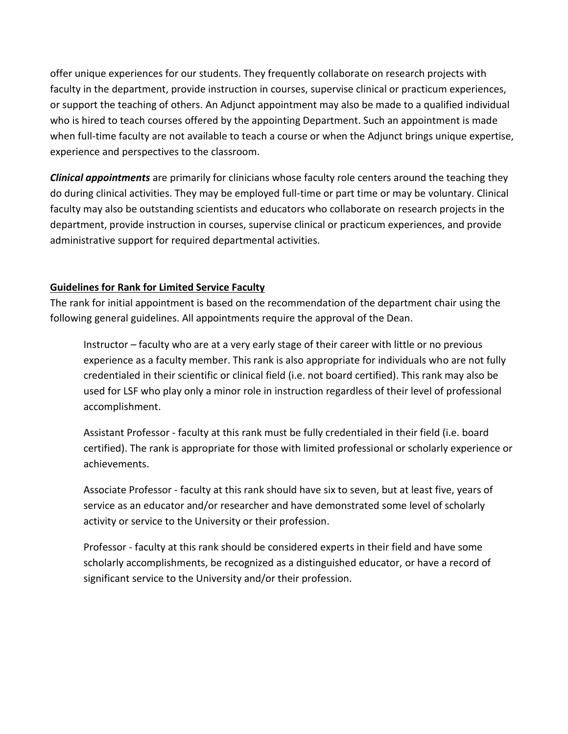offer unique experiences for our students. They frequently collaborate on research projects with faculty in the department, provide instruction in courses, supervise clinical or practicum experiences, or support the teaching of others. An Adjunct appointment may also be made to a qualified individual who is hired to teach courses offered by the appointing Department. Such an appointment is made when full-time faculty are not available to teach a course or when the Adjunct brings unique expertise, experience and perspectives to the classroom.

***Clinical appointments*** are primarily for clinicians whose faculty role centers around the teaching they do during clinical activities. They may be employed full-time or part time or may be voluntary. Clinical faculty may also be outstanding scientists and educators who collaborate on research projects in the department, provide instruction in courses, supervise clinical or practicum experiences, and provide administrative support for required departmental activities.

**Guidelines for Rank for Limited Service Faculty**

The rank for initial appointment is based on the recommendation of the department chair using the following general guidelines. All appointments require the approval of the Dean.

Instructor – faculty who are at a very early stage of their career with little or no previous experience as a faculty member. This rank is also appropriate for individuals who are not fully credentialed in their scientific or clinical field (i.e. not board certified). This rank may also be used for LSF who play only a minor role in instruction regardless of their level of professional accomplishment.

Assistant Professor - faculty at this rank must be fully credentialed in their field (i.e. board certified). The rank is appropriate for those with limited professional or scholarly experience or achievements.

Associate Professor - faculty at this rank should have six to seven, but at least five, years of service as an educator and/or researcher and have demonstrated some level of scholarly activity or service to the University or their profession.

Professor - faculty at this rank should be considered experts in their field and have some scholarly accomplishments, be recognized as a distinguished educator, or have a record of significant service to the University and/or their profession.